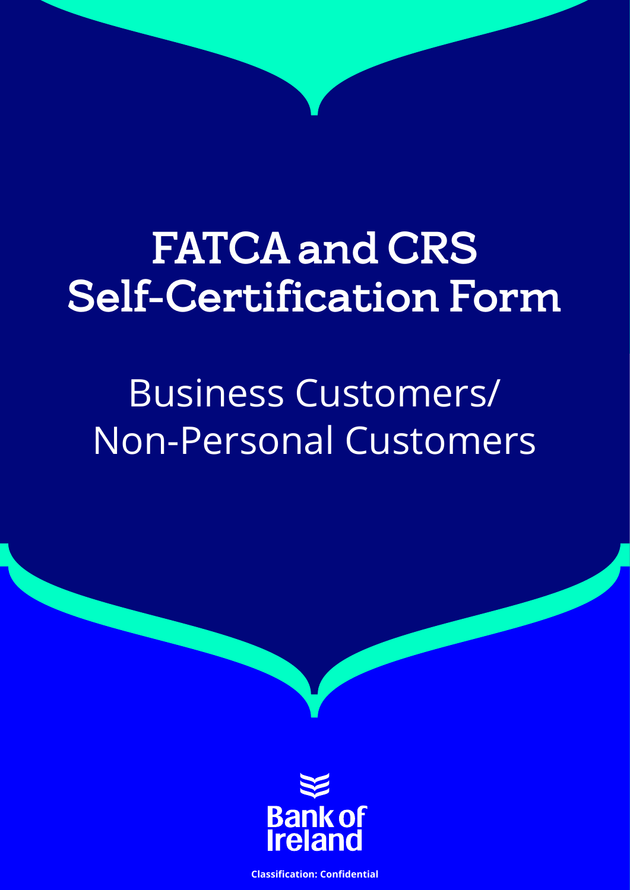# FATCA and CRS Self-Certification Form

## Business Customers/ Non-Personal Customers

Bank of Ireland

**Classification: Confidential**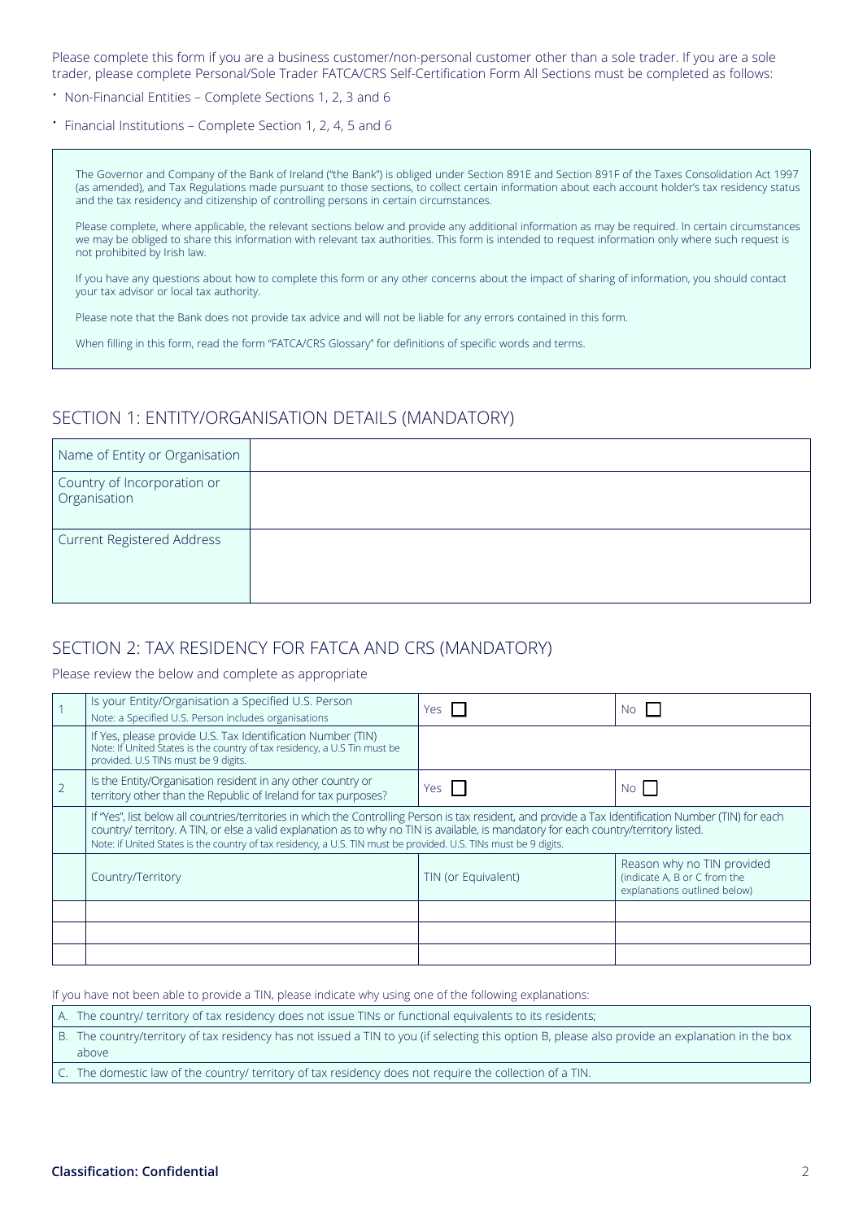Please complete this form if you are a business customer/non-personal customer other than a sole trader. If you are a sole trader, please complete Personal/Sole Trader FATCA/CRS Self-Certification Form All Sections must be completed as follows:

- Non-Financial Entities – Complete Sections 1, 2, 3 and 6
- Financial Institutions – Complete Section 1, 2, 4, 5 and 6

The Governor and Company of the Bank of Ireland ("the Bank") is obliged under Section 891E and Section 891F of the Taxes Consolidation Act 1997 (as amended), and Tax Regulations made pursuant to those sections, to collect certain information about each account holder's tax residency status and the tax residency and citizenship of controlling persons in certain circumstances.

Please complete, where applicable, the relevant sections below and provide any additional information as may be required. In certain circumstances we may be obliged to share this information with relevant tax authorities. This form is intended to request information only where such request is not prohibited by Irish law.

If you have any questions about how to complete this form or any other concerns about the impact of sharing of information, you should contact your tax advisor or local tax authority.

Please note that the Bank does not provide tax advice and will not be liable for any errors contained in this form.

When filling in this form, read the form "FATCA/CRS Glossary" for definitions of specific words and terms.

## SECTION 1: ENTITY/ORGANISATION DETAILS (MANDATORY)

| | |
|---|---|
| Name of Entity or Organisation | |
| Country of Incorporation or Organisation | |
| Current Registered Address | |

## SECTION 2: TAX RESIDENCY FOR FATCA AND CRS (MANDATORY)

Please review the below and complete as appropriate

| | | | |
|---|---|---|---|
| 1 | Is your Entity/Organisation a Specified U.S. Person<br>Note: a Specified U.S. Person includes organisations | Yes ☐ | No ☐ |
| | If Yes, please provide U.S. Tax Identification Number (TIN)<br>Note: If United States is the country of tax residency, a U.S Tin must be provided. U.S TINs must be 9 digits. | | |
| 2 | Is the Entity/Organisation resident in any other country or territory other than the Republic of Ireland for tax purposes? | Yes ☐ | No ☐ |
| | If "Yes", list below all countries/territories in which the Controlling Person is tax resident, and provide a Tax Identification Number (TIN) for each country/ territory. A TIN, or else a valid explanation as to why no TIN is available, is mandatory for each country/territory listed.<br>Note: if United States is the country of tax residency, a U.S. TIN must be provided. U.S. TINs must be 9 digits. | | |
| | Country/Territory | TIN (or Equivalent) | Reason why no TIN provided (indicate A, B or C from the explanations outlined below) |
| | | | |
| | | | |
| | | | |

If you have not been able to provide a TIN, please indicate why using one of the following explanations:

A. The country/ territory of tax residency does not issue TINs or functional equivalents to its residents;

B. The country/territory of tax residency has not issued a TIN to you (if selecting this option B, please also provide an explanation in the box above

C. The domestic law of the country/ territory of tax residency does not require the collection of a TIN.

**Classification: Confidential**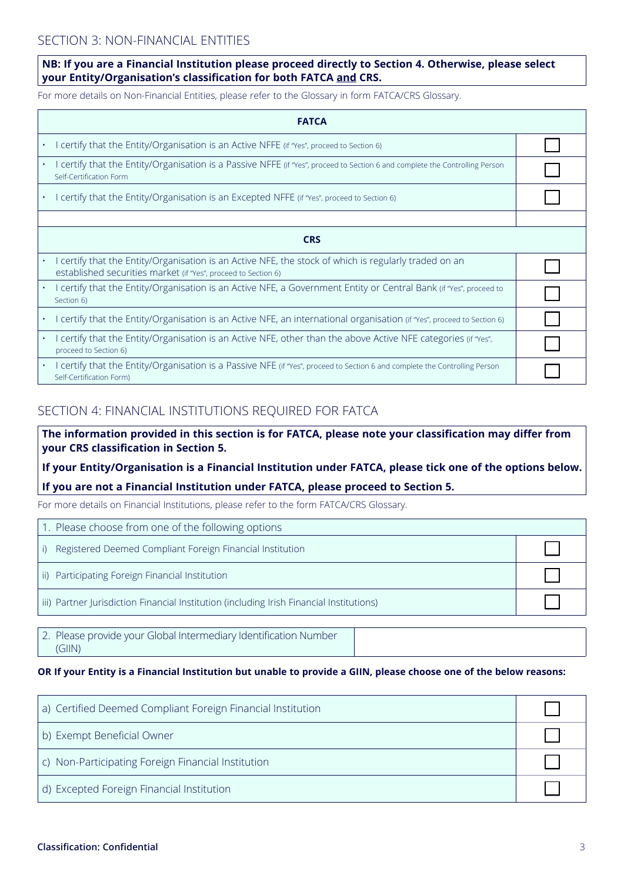## SECTION 3: NON-FINANCIAL ENTITIES

**NB: If you are a Financial Institution please proceed directly to Section 4. Otherwise, please select your Entity/Organisation's classification for both FATCA and CRS.**

For more details on Non-Financial Entities, please refer to the Glossary in form FATCA/CRS Glossary.

| FATCA | |
|---|---|
| • I certify that the Entity/Organisation is an Active NFFE (if "Yes", proceed to Section 6) | ☐ |
| • I certify that the Entity/Organisation is a Passive NFFE (if "Yes", proceed to Section 6 and complete the Controlling Person Self-Certification Form | ☐ |
| • I certify that the Entity/Organisation is an Excepted NFFE (if "Yes", proceed to Section 6) | ☐ |
| | |
| **CRS** | |
| • I certify that the Entity/Organisation is an Active NFE, the stock of which is regularly traded on an established securities market (if "Yes", proceed to Section 6) | ☐ |
| • I certify that the Entity/Organisation is an Active NFE, a Government Entity or Central Bank (if "Yes", proceed to Section 6) | ☐ |
| • I certify that the Entity/Organisation is an Active NFE, an international organisation (if "Yes", proceed to Section 6) | ☐ |
| • I certify that the Entity/Organisation is an Active NFE, other than the above Active NFE categories (if "Yes", proceed to Section 6) | ☐ |
| • I certify that the Entity/Organisation is a Passive NFE (if "Yes", proceed to Section 6 and complete the Controlling Person Self-Certification Form) | ☐ |

## SECTION 4: FINANCIAL INSTITUTIONS REQUIRED FOR FATCA

**The information provided in this section is for FATCA, please note your classification may differ from your CRS classification in Section 5.**

**If your Entity/Organisation is a Financial Institution under FATCA, please tick one of the options below.**

**If you are not a Financial Institution under FATCA, please proceed to Section 5.**

For more details on Financial Institutions, please refer to the form FATCA/CRS Glossary.

| 1. Please choose from one of the following options | |
|---|---|
| i) Registered Deemed Compliant Foreign Financial Institution | ☐ |
| ii) Participating Foreign Financial Institution | ☐ |
| iii) Partner Jurisdiction Financial Institution (including Irish Financial Institutions) | ☐ |

| 2. Please provide your Global Intermediary Identification Number (GIIN) | |
|---|---|

**OR If your Entity is a Financial Institution but unable to provide a GIIN, please choose one of the below reasons:**

| | |
|---|---|
| a) Certified Deemed Compliant Foreign Financial Institution | ☐ |
| b) Exempt Beneficial Owner | ☐ |
| c) Non-Participating Foreign Financial Institution | ☐ |
| d) Excepted Foreign Financial Institution | ☐ |

**Classification: Confidential**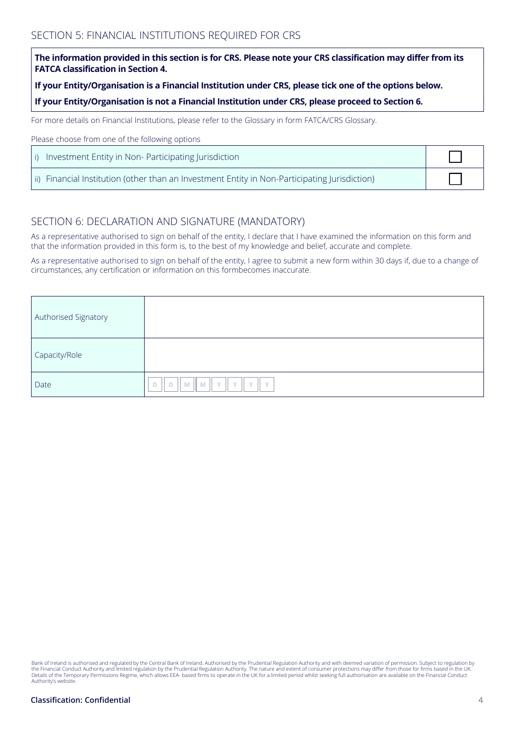## SECTION 5: FINANCIAL INSTITUTIONS REQUIRED FOR CRS

**The information provided in this section is for CRS. Please note your CRS classification may differ from its FATCA classification in Section 4.**

**If your Entity/Organisation is a Financial Institution under CRS, please tick one of the options below.**

**If your Entity/Organisation is not a Financial Institution under CRS, please proceed to Section 6.**

For more details on Financial Institutions, please refer to the Glossary in form FATCA/CRS Glossary.

Please choose from one of the following options

| | |
|---|---|
| i) Investment Entity in Non- Participating Jurisdiction | ☐ |
| ii) Financial Institution (other than an Investment Entity in Non-Participating Jurisdiction) | ☐ |

## SECTION 6: DECLARATION AND SIGNATURE (MANDATORY)

As a representative authorised to sign on behalf of the entity, I declare that I have examined the information on this form and that the information provided in this form is, to the best of my knowledge and belief, accurate and complete.

As a representative authorised to sign on behalf of the entity, I agree to submit a new form within 30 days if, due to a change of circumstances, any certification or information on this formbecomes inaccurate.

| | |
|---|---|
| Authorised Signatory | |
| Capacity/Role | |
| Date | D D M M Y Y Y Y |

Bank of Ireland is authorised and regulated by the Central Bank of Ireland. Authorised by the Prudential Regulation Authority and with deemed variation of permission. Subject to regulation by the Financial Conduct Authority and limited regulation by the Prudential Regulation Authority. The nature and extent of consumer protections may differ from those for firms based in the UK. Details of the Temporary Permissions Regime, which allows EEA- based firms to operate in the UK for a limited period whilst seeking full authorisation are available on the Financial Conduct Authority's website.

**Classification: Confidential**